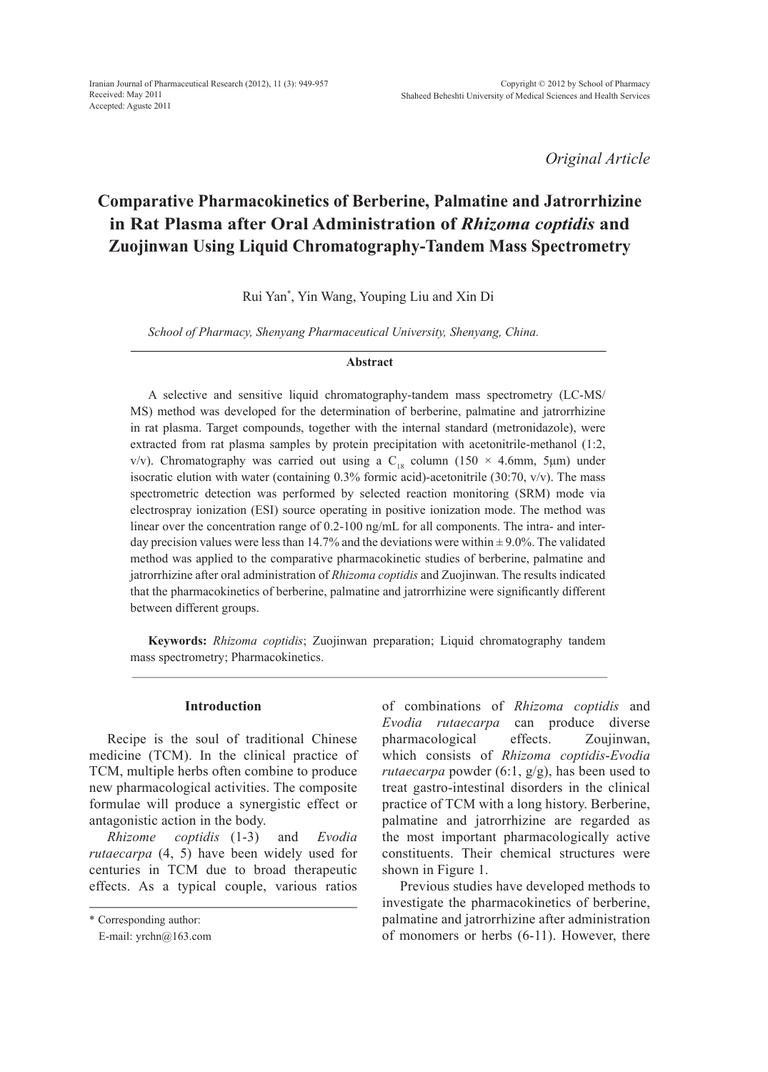*Original Article*

# Comparative Pharmacokinetics of Berberine, Palmatine and Jatrorrhizine in Rat Plasma after Oral Administration of *Rhizoma coptidis* and Zuojinwan Using Liquid Chromatography-Tandem Mass Spectrometry

Rui Yan*, Yin Wang, Youping Liu and Xin Di

*School of Pharmacy, Shenyang Pharmaceutical University, Shenyang, China.*

### Abstract

A selective and sensitive liquid chromatography-tandem mass spectrometry (LC-MS/MS) method was developed for the determination of berberine, palmatine and jatrorrhizine in rat plasma. Target compounds, together with the internal standard (metronidazole), were extracted from rat plasma samples by protein precipitation with acetonitrile-methanol (1:2, v/v). Chromatography was carried out using a $C_{18}$ column (150 × 4.6mm, 5μm) under isocratic elution with water (containing 0.3% formic acid)-acetonitrile (30:70, v/v). The mass spectrometric detection was performed by selected reaction monitoring (SRM) mode via electrospray ionization (ESI) source operating in positive ionization mode. The method was linear over the concentration range of 0.2-100 ng/mL for all components. The intra- and inter-day precision values were less than 14.7% and the deviations were within ± 9.0%. The validated method was applied to the comparative pharmacokinetic studies of berberine, palmatine and jatrorrhizine after oral administration of *Rhizoma coptidis* and Zuojinwan. The results indicated that the pharmacokinetics of berberine, palmatine and jatrorrhizine were significantly different between different groups.

**Keywords:** *Rhizoma coptidis*; Zuojinwan preparation; Liquid chromatography tandem mass spectrometry; Pharmacokinetics.

## Introduction

Recipe is the soul of traditional Chinese medicine (TCM). In the clinical practice of TCM, multiple herbs often combine to produce new pharmacological activities. The composite formulae will produce a synergistic effect or antagonistic action in the body.

*Rhizome coptidis* (1-3) and *Evodia rutaecarpa* (4, 5) have been widely used for centuries in TCM due to broad therapeutic effects. As a typical couple, various ratios of combinations of *Rhizoma coptidis* and *Evodia rutaecarpa* can produce diverse pharmacological effects. Zoujinwan, which consists of *Rhizoma coptidis*-*Evodia rutaecarpa* powder (6:1, g/g), has been used to treat gastro-intestinal disorders in the clinical practice of TCM with a long history. Berberine, palmatine and jatrorrhizine are regarded as the most important pharmacologically active constituents. Their chemical structures were shown in Figure 1.

Previous studies have developed methods to investigate the pharmacokinetics of berberine, palmatine and jatrorrhizine after administration of monomers or herbs (6-11). However, there

\* Corresponding author:
E-mail: yrchn@163.com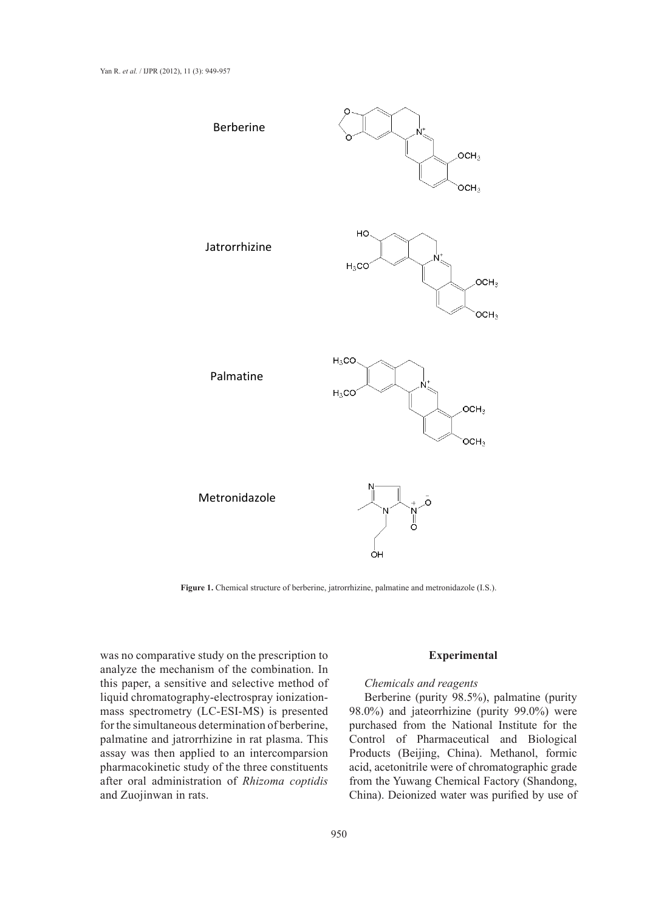**Figure 1.** Chemical structure of berberine, jatrorrhizine, palmatine and metronidazole (I.S.).

was no comparative study on the prescription to analyze the mechanism of the combination. In this paper, a sensitive and selective method of liquid chromatography-electrospray ionization-mass spectrometry (LC-ESI-MS) is presented for the simultaneous determination of berberine, palmatine and jatrorrhizine in rat plasma. This assay was then applied to an intercomparsion pharmacokinetic study of the three constituents after oral administration of *Rhizoma coptidis* and Zuojinwan in rats.

## Experimental

### *Chemicals and reagents*

Berberine (purity 98.5%), palmatine (purity 98.0%) and jateorrhizine (purity 99.0%) were purchased from the National Institute for the Control of Pharmaceutical and Biological Products (Beijing, China). Methanol, formic acid, acetonitrile were of chromatographic grade from the Yuwang Chemical Factory (Shandong, China). Deionized water was purified by use of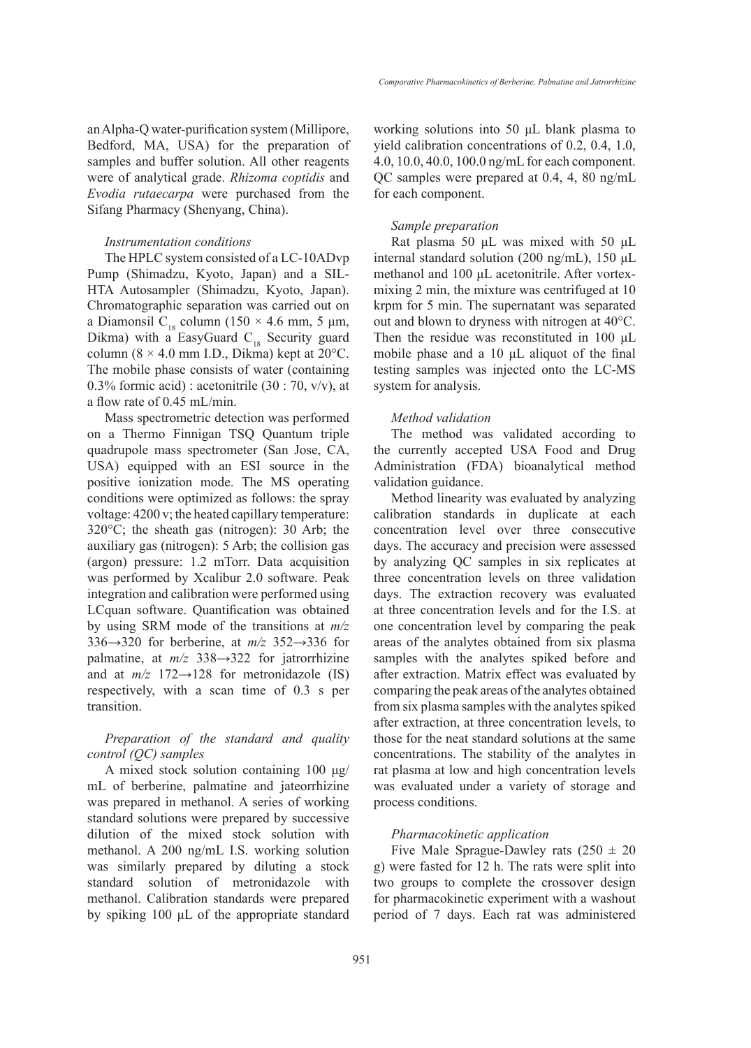an Alpha-Q water-purification system (Millipore, Bedford, MA, USA) for the preparation of samples and buffer solution. All other reagents were of analytical grade. *Rhizoma coptidis* and *Evodia rutaecarpa* were purchased from the Sifang Pharmacy (Shenyang, China).

*Instrumentation conditions*

The HPLC system consisted of a LC-10ADvp Pump (Shimadzu, Kyoto, Japan) and a SIL-HTA Autosampler (Shimadzu, Kyoto, Japan). Chromatographic separation was carried out on a Diamonsil $C_{18}$ column (150 × 4.6 mm, 5 μm, Dikma) with a EasyGuard $C_{18}$ Security guard column (8 × 4.0 mm I.D., Dikma) kept at 20°C. The mobile phase consists of water (containing 0.3% formic acid) : acetonitrile (30 : 70, v/v), at a flow rate of 0.45 mL/min.

Mass spectrometric detection was performed on a Thermo Finnigan TSQ Quantum triple quadrupole mass spectrometer (San Jose, CA, USA) equipped with an ESI source in the positive ionization mode. The MS operating conditions were optimized as follows: the spray voltage: 4200 v; the heated capillary temperature: 320°C; the sheath gas (nitrogen): 30 Arb; the auxiliary gas (nitrogen): 5 Arb; the collision gas (argon) pressure: 1.2 mTorr. Data acquisition was performed by Xcalibur 2.0 software. Peak integration and calibration were performed using LCquan software. Quantification was obtained by using SRM mode of the transitions at *m/z* 336→320 for berberine, at *m/z* 352→336 for palmatine, at *m/z* 338→322 for jatrorrhizine and at *m/z* 172→128 for metronidazole (IS) respectively, with a scan time of 0.3 s per transition.

*Preparation of the standard and quality control (QC) samples*

A mixed stock solution containing 100 μg/mL of berberine, palmatine and jateorrhizine was prepared in methanol. A series of working standard solutions were prepared by successive dilution of the mixed stock solution with methanol. A 200 ng/mL I.S. working solution was similarly prepared by diluting a stock standard solution of metronidazole with methanol. Calibration standards were prepared by spiking 100 μL of the appropriate standard working solutions into 50 μL blank plasma to yield calibration concentrations of 0.2, 0.4, 1.0, 4.0, 10.0, 40.0, 100.0 ng/mL for each component. QC samples were prepared at 0.4, 4, 80 ng/mL for each component.

*Sample preparation*

Rat plasma 50 μL was mixed with 50 μL internal standard solution (200 ng/mL), 150 μL methanol and 100 μL acetonitrile. After vortex-mixing 2 min, the mixture was centrifuged at 10 krpm for 5 min. The supernatant was separated out and blown to dryness with nitrogen at 40°C. Then the residue was reconstituted in 100 μL mobile phase and a 10 μL aliquot of the final testing samples was injected onto the LC-MS system for analysis.

*Method validation*

The method was validated according to the currently accepted USA Food and Drug Administration (FDA) bioanalytical method validation guidance.

Method linearity was evaluated by analyzing calibration standards in duplicate at each concentration level over three consecutive days. The accuracy and precision were assessed by analyzing QC samples in six replicates at three concentration levels on three validation days. The extraction recovery was evaluated at three concentration levels and for the I.S. at one concentration level by comparing the peak areas of the analytes obtained from six plasma samples with the analytes spiked before and after extraction. Matrix effect was evaluated by comparing the peak areas of the analytes obtained from six plasma samples with the analytes spiked after extraction, at three concentration levels, to those for the neat standard solutions at the same concentrations. The stability of the analytes in rat plasma at low and high concentration levels was evaluated under a variety of storage and process conditions.

*Pharmacokinetic application*

Five Male Sprague-Dawley rats (250 ± 20 g) were fasted for 12 h. The rats were split into two groups to complete the crossover design for pharmacokinetic experiment with a washout period of 7 days. Each rat was administered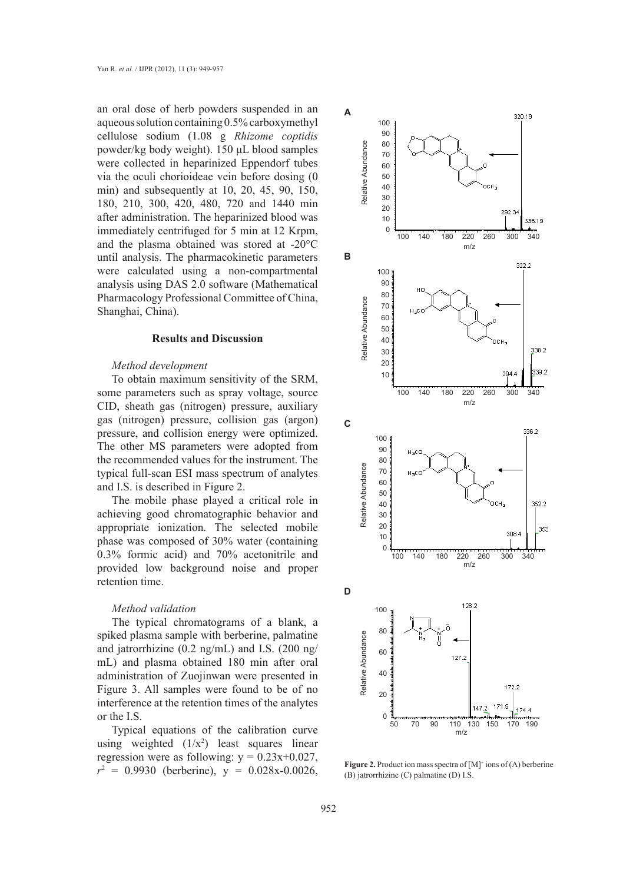an oral dose of herb powders suspended in an aqueous solution containing 0.5% carboxymethyl cellulose sodium (1.08 g *Rhizome coptidis* powder/kg body weight). 150 µL blood samples were collected in heparinized Eppendorf tubes via the oculi chorioideae vein before dosing (0 min) and subsequently at 10, 20, 45, 90, 150, 180, 210, 300, 420, 480, 720 and 1440 min after administration. The heparinized blood was immediately centrifuged for 5 min at 12 Krpm, and the plasma obtained was stored at -20°C until analysis. The pharmacokinetic parameters were calculated using a non-compartmental analysis using DAS 2.0 software (Mathematical Pharmacology Professional Committee of China, Shanghai, China).

## Results and Discussion

### *Method development*

To obtain maximum sensitivity of the SRM, some parameters such as spray voltage, source CID, sheath gas (nitrogen) pressure, auxiliary gas (nitrogen) pressure, collision gas (argon) pressure, and collision energy were optimized. The other MS parameters were adopted from the recommended values for the instrument. The typical full-scan ESI mass spectrum of analytes and I.S. is described in Figure 2.

The mobile phase played a critical role in achieving good chromatographic behavior and appropriate ionization. The selected mobile phase was composed of 30% water (containing 0.3% formic acid) and 70% acetonitrile and provided low background noise and proper retention time.

### *Method validation*

The typical chromatograms of a blank, a spiked plasma sample with berberine, palmatine and jatrorrhizine (0.2 ng/mL) and I.S. (200 ng/mL) and plasma obtained 180 min after oral administration of Zuojinwan were presented in Figure 3. All samples were found to be of no interference at the retention times of the analytes or the I.S.

Typical equations of the calibration curve using weighted ($1/x^2$) least squares linear regression were as following: $y = 0.23x+0.027$, $r^2 = 0.9930$ (berberine), $y = 0.028x-0.0026$,

**Figure 2.** Product ion mass spectra of $[M]^+$ ions of (A) berberine (B) jatrorrhizine (C) palmatine (D) I.S.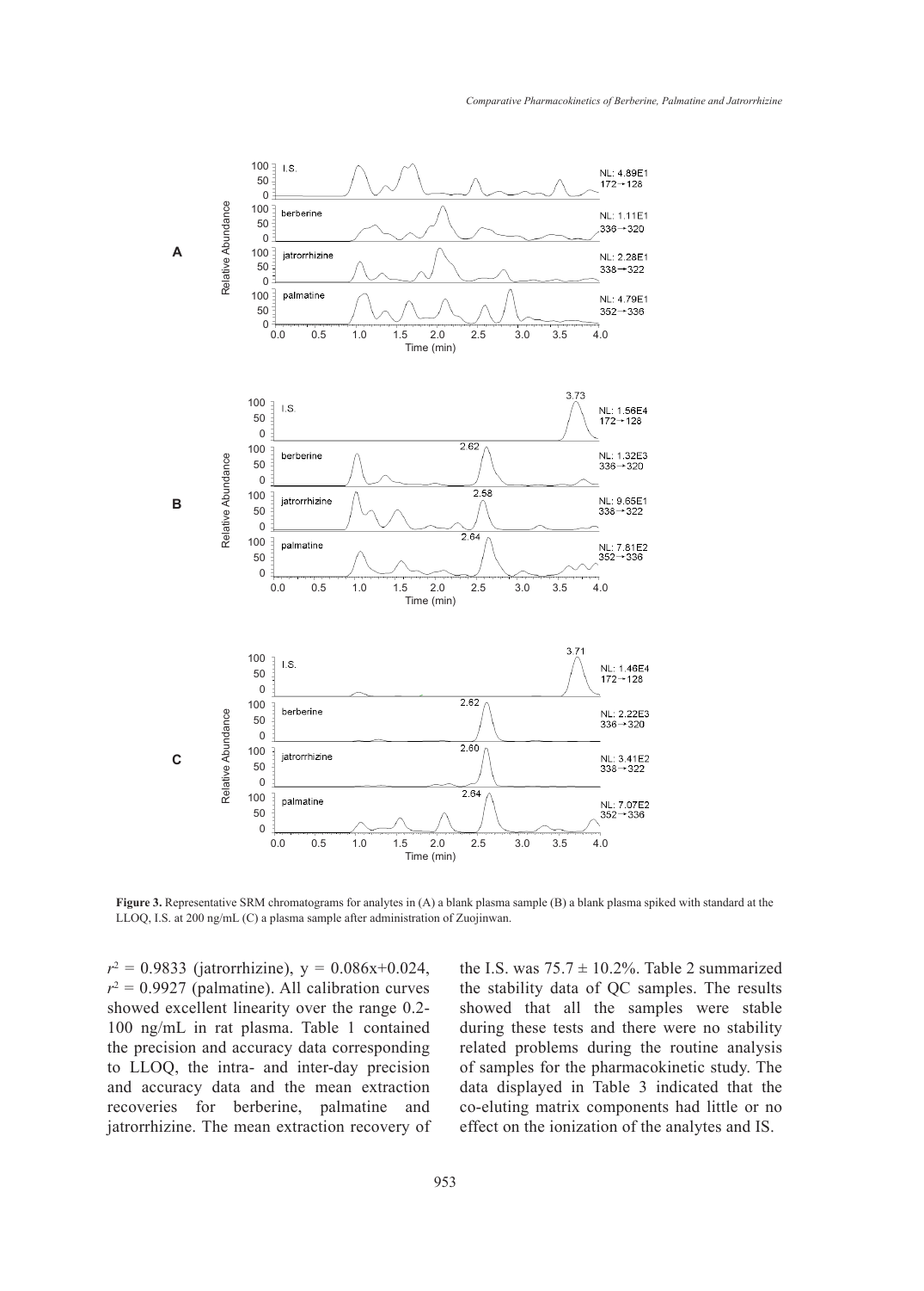Figure 3. Representative SRM chromatograms for analytes in (A) a blank plasma sample (B) a blank plasma spiked with standard at the LLOQ, I.S. at 200 ng/mL (C) a plasma sample after administration of Zuojinwan.

$r^2 = 0.9833$ (jatrorrhizine), $y = 0.086x+0.024$, $r^2 = 0.9927$ (palmatine). All calibration curves showed excellent linearity over the range 0.2-100 ng/mL in rat plasma. Table 1 contained the precision and accuracy data corresponding to LLOQ, the intra- and inter-day precision and accuracy data and the mean extraction recoveries for berberine, palmatine and jatrorrhizine. The mean extraction recovery of the I.S. was $75.7 \pm 10.2\%$. Table 2 summarized the stability data of QC samples. The results showed that all the samples were stable during these tests and there were no stability related problems during the routine analysis of samples for the pharmacokinetic study. The data displayed in Table 3 indicated that the co-eluting matrix components had little or no effect on the ionization of the analytes and IS.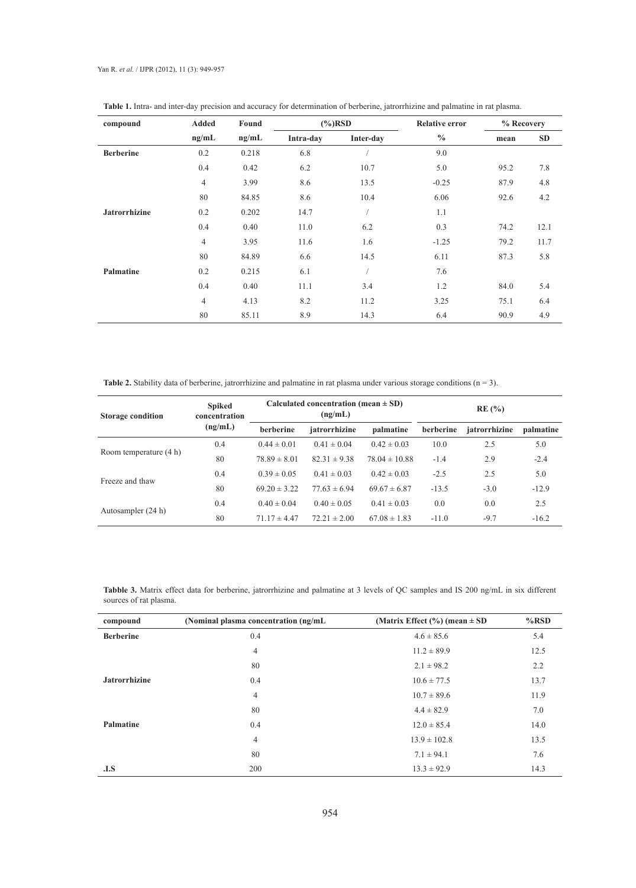**Table 1.** Intra- and inter-day precision and accuracy for determination of berberine, jatrorrhizine and palmatine in rat plasma.

| compound | Added | Found | (%)RSD | | Relative error | % Recovery | |
|---|---|---|---|---|---|---|---|
| | ng/mL | ng/mL | Intra-day | Inter-day | % | mean | SD |
| **Berberine** | 0.2 | 0.218 | 6.8 | / | 9.0 | | |
| | 0.4 | 0.42 | 6.2 | 10.7 | 5.0 | 95.2 | 7.8 |
| | 4 | 3.99 | 8.6 | 13.5 | -0.25 | 87.9 | 4.8 |
| | 80 | 84.85 | 8.6 | 10.4 | 6.06 | 92.6 | 4.2 |
| **Jatrorrhizine** | 0.2 | 0.202 | 14.7 | / | 1.1 | | |
| | 0.4 | 0.40 | 11.0 | 6.2 | 0.3 | 74.2 | 12.1 |
| | 4 | 3.95 | 11.6 | 1.6 | -1.25 | 79.2 | 11.7 |
| | 80 | 84.89 | 6.6 | 14.5 | 6.11 | 87.3 | 5.8 |
| **Palmatine** | 0.2 | 0.215 | 6.1 | / | 7.6 | | |
| | 0.4 | 0.40 | 11.1 | 3.4 | 1.2 | 84.0 | 5.4 |
| | 4 | 4.13 | 8.2 | 11.2 | 3.25 | 75.1 | 6.4 |
| | 80 | 85.11 | 8.9 | 14.3 | 6.4 | 90.9 | 4.9 |

**Table 2.** Stability data of berberine, jatrorrhizine and palmatine in rat plasma under various storage conditions (n = 3).

| Storage condition | Spiked concentration (ng/mL) | Calculated concentration (mean ± SD) (ng/mL) | | | RE (%) | | |
|---|---|---|---|---|---|---|---|
| | | berberine | jatrorrhizine | palmatine | berberine | jatrorrhizine | palmatine |
| Room temperature (4 h) | 0.4 | 0.44 ± 0.01 | 0.41 ± 0.04 | 0.42 ± 0.03 | 10.0 | 2.5 | 5.0 |
| | 80 | 78.89 ± 8.01 | 82.31 ± 9.38 | 78.04 ± 10.88 | -1.4 | 2.9 | -2.4 |
| Freeze and thaw | 0.4 | 0.39 ± 0.05 | 0.41 ± 0.03 | 0.42 ± 0.03 | -2.5 | 2.5 | 5.0 |
| | 80 | 69.20 ± 3.22 | 77.63 ± 6.94 | 69.67 ± 6.87 | -13.5 | -3.0 | -12.9 |
| Autosampler (24 h) | 0.4 | 0.40 ± 0.04 | 0.40 ± 0.05 | 0.41 ± 0.03 | 0.0 | 0.0 | 2.5 |
| | 80 | 71.17 ± 4.47 | 72.21 ± 2.00 | 67.08 ± 1.83 | -11.0 | -9.7 | -16.2 |

**Tabble 3.** Matrix effect data for berberine, jatrorrhizine and palmatine at 3 levels of QC samples and IS 200 ng/mL in six different sources of rat plasma.

| compound | (Nominal plasma concentration (ng/mL | (Matrix Effect (%) (mean ± SD | %RSD |
|---|---|---|---|
| **Berberine** | 0.4 | 4.6 ± 85.6 | 5.4 |
| | 4 | 11.2 ± 89.9 | 12.5 |
| | 80 | 2.1 ± 98.2 | 2.2 |
| **Jatrorrhizine** | 0.4 | 10.6 ± 77.5 | 13.7 |
| | 4 | 10.7 ± 89.6 | 11.9 |
| | 80 | 4.4 ± 82.9 | 7.0 |
| **Palmatine** | 0.4 | 12.0 ± 85.4 | 14.0 |
| | 4 | 13.9 ± 102.8 | 13.5 |
| | 80 | 7.1 ± 94.1 | 7.6 |
| **.I.S** | 200 | 13.3 ± 92.9 | 14.3 |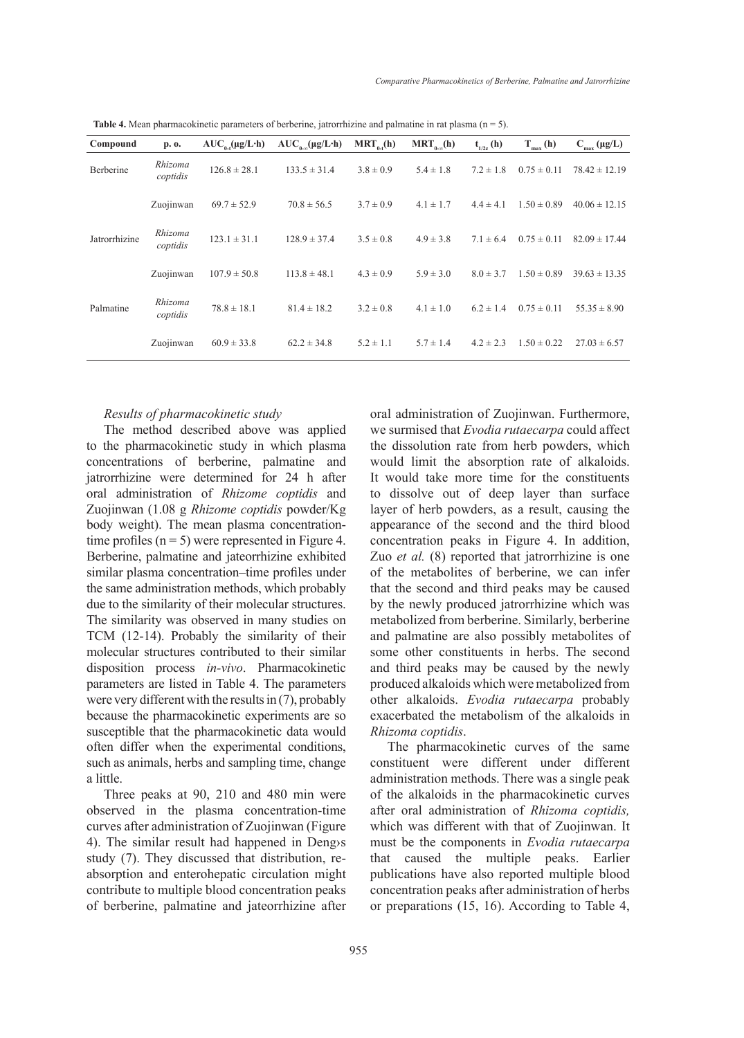**Table 4.** Mean pharmacokinetic parameters of berberine, jatrorrhizine and palmatine in rat plasma (n = 5).

| Compound | p. o. | $AUC_{0-t}$(μg/L·h) | $AUC_{0-\infty}$(μg/L·h) | $MRT_{0-t}$(h) | $MRT_{0-\infty}$(h) | $t_{1/2z}$ (h) | $T_{max}$ (h) | $C_{max}$ (μg/L) |
|---|---|---|---|---|---|---|---|---|
| Berberine | *Rhizoma coptidis* | 126.8 ± 28.1 | 133.5 ± 31.4 | 3.8 ± 0.9 | 5.4 ± 1.8 | 7.2 ± 1.8 | 0.75 ± 0.11 | 78.42 ± 12.19 |
| | Zuojinwan | 69.7 ± 52.9 | 70.8 ± 56.5 | 3.7 ± 0.9 | 4.1 ± 1.7 | 4.4 ± 4.1 | 1.50 ± 0.89 | 40.06 ± 12.15 |
| Jatrorrhizine | *Rhizoma coptidis* | 123.1 ± 31.1 | 128.9 ± 37.4 | 3.5 ± 0.8 | 4.9 ± 3.8 | 7.1 ± 6.4 | 0.75 ± 0.11 | 82.09 ± 17.44 |
| | Zuojinwan | 107.9 ± 50.8 | 113.8 ± 48.1 | 4.3 ± 0.9 | 5.9 ± 3.0 | 8.0 ± 3.7 | 1.50 ± 0.89 | 39.63 ± 13.35 |
| Palmatine | *Rhizoma coptidis* | 78.8 ± 18.1 | 81.4 ± 18.2 | 3.2 ± 0.8 | 4.1 ± 1.0 | 6.2 ± 1.4 | 0.75 ± 0.11 | 55.35 ± 8.90 |
| | Zuojinwan | 60.9 ± 33.8 | 62.2 ± 34.8 | 5.2 ± 1.1 | 5.7 ± 1.4 | 4.2 ± 2.3 | 1.50 ± 0.22 | 27.03 ± 6.57 |

### *Results of pharmacokinetic study*

The method described above was applied to the pharmacokinetic study in which plasma concentrations of berberine, palmatine and jatrorrhizine were determined for 24 h after oral administration of *Rhizome coptidis* and Zuojinwan (1.08 g *Rhizome coptidis* powder/Kg body weight). The mean plasma concentration-time profiles (n = 5) were represented in Figure 4. Berberine, palmatine and jateorrhizine exhibited similar plasma concentration–time profiles under the same administration methods, which probably due to the similarity of their molecular structures. The similarity was observed in many studies on TCM (12-14). Probably the similarity of their molecular structures contributed to their similar disposition process *in-vivo*. Pharmacokinetic parameters are listed in Table 4. The parameters were very different with the results in (7), probably because the pharmacokinetic experiments are so susceptible that the pharmacokinetic data would often differ when the experimental conditions, such as animals, herbs and sampling time, change a little.

Three peaks at 90, 210 and 480 min were observed in the plasma concentration-time curves after administration of Zuojinwan (Figure 4). The similar result had happened in Deng›s study (7). They discussed that distribution, re-absorption and enterohepatic circulation might contribute to multiple blood concentration peaks of berberine, palmatine and jateorrhizine after oral administration of Zuojinwan. Furthermore, we surmised that *Evodia rutaecarpa* could affect the dissolution rate from herb powders, which would limit the absorption rate of alkaloids. It would take more time for the constituents to dissolve out of deep layer than surface layer of herb powders, as a result, causing the appearance of the second and the third blood concentration peaks in Figure 4. In addition, Zuo *et al.* (8) reported that jatrorrhizine is one of the metabolites of berberine, we can infer that the second and third peaks may be caused by the newly produced jatrorrhizine which was metabolized from berberine. Similarly, berberine and palmatine are also possibly metabolites of some other constituents in herbs. The second and third peaks may be caused by the newly produced alkaloids which were metabolized from other alkaloids. *Evodia rutaecarpa* probably exacerbated the metabolism of the alkaloids in *Rhizoma coptidis*.

The pharmacokinetic curves of the same constituent were different under different administration methods. There was a single peak of the alkaloids in the pharmacokinetic curves after oral administration of *Rhizoma coptidis,* which was different with that of Zuojinwan. It must be the components in *Evodia rutaecarpa* that caused the multiple peaks. Earlier publications have also reported multiple blood concentration peaks after administration of herbs or preparations (15, 16). According to Table 4,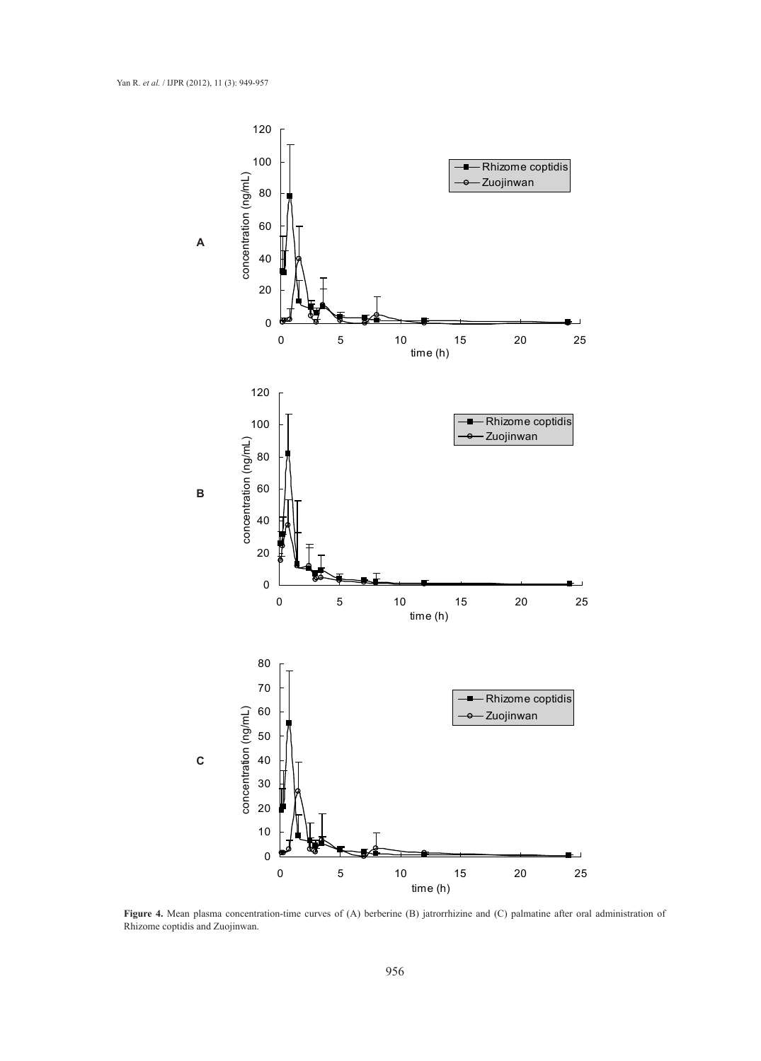**Figure 4.** Mean plasma concentration-time curves of (A) berberine (B) jatrorrhizine and (C) palmatine after oral administration of Rhizome coptidis and Zuojinwan.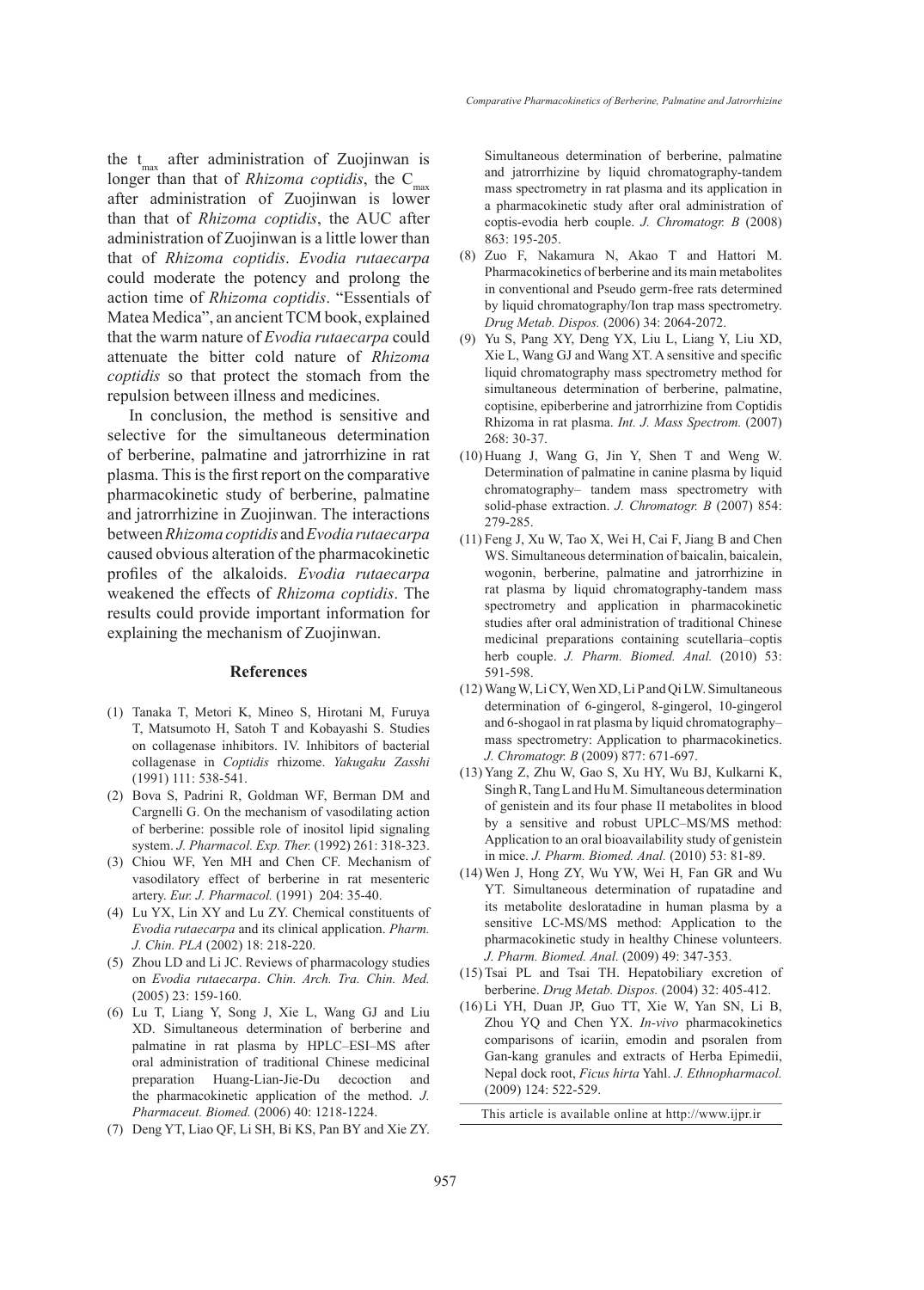the $t_{max}$ after administration of Zuojinwan is longer than that of *Rhizoma coptidis*, the $C_{max}$ after administration of Zuojinwan is lower than that of *Rhizoma coptidis*, the AUC after administration of Zuojinwan is a little lower than that of *Rhizoma coptidis*. *Evodia rutaecarpa* could moderate the potency and prolong the action time of *Rhizoma coptidis*. "Essentials of Matea Medica", an ancient TCM book, explained that the warm nature of *Evodia rutaecarpa* could attenuate the bitter cold nature of *Rhizoma coptidis* so that protect the stomach from the repulsion between illness and medicines.

In conclusion, the method is sensitive and selective for the simultaneous determination of berberine, palmatine and jatrorrhizine in rat plasma. This is the first report on the comparative pharmacokinetic study of berberine, palmatine and jatrorrhizine in Zuojinwan. The interactions between *Rhizoma coptidis* and *Evodia rutaecarpa* caused obvious alteration of the pharmacokinetic profiles of the alkaloids. *Evodia rutaecarpa* weakened the effects of *Rhizoma coptidis*. The results could provide important information for explaining the mechanism of Zuojinwan.

## References

(1) Tanaka T, Metori K, Mineo S, Hirotani M, Furuya T, Matsumoto H, Satoh T and Kobayashi S. Studies on collagenase inhibitors. IV. Inhibitors of bacterial collagenase in *Coptidis* rhizome. *Yakugaku Zasshi* (1991) 111: 538-541.

(2) Bova S, Padrini R, Goldman WF, Berman DM and Cargnelli G. On the mechanism of vasodilating action of berberine: possible role of inositol lipid signaling system. *J. Pharmacol. Exp. Ther.* (1992) 261: 318-323.

(3) Chiou WF, Yen MH and Chen CF. Mechanism of vasodilatory effect of berberine in rat mesenteric artery. *Eur. J. Pharmacol.* (1991) 204: 35-40.

(4) Lu YX, Lin XY and Lu ZY. Chemical constituents of *Evodia rutaecarpa* and its clinical application. *Pharm. J. Chin. PLA* (2002) 18: 218-220.

(5) Zhou LD and Li JC. Reviews of pharmacology studies on *Evodia rutaecarpa*. *Chin. Arch. Tra. Chin. Med.* (2005) 23: 159-160.

(6) Lu T, Liang Y, Song J, Xie L, Wang GJ and Liu XD. Simultaneous determination of berberine and palmatine in rat plasma by HPLC–ESI–MS after oral administration of traditional Chinese medicinal preparation Huang-Lian-Jie-Du decoction and the pharmacokinetic application of the method. *J. Pharmaceut. Biomed.* (2006) 40: 1218-1224.

(7) Deng YT, Liao QF, Li SH, Bi KS, Pan BY and Xie ZY. Simultaneous determination of berberine, palmatine and jatrorrhizine by liquid chromatography-tandem mass spectrometry in rat plasma and its application in a pharmacokinetic study after oral administration of coptis-evodia herb couple. *J. Chromatogr. B* (2008) 863: 195-205.

(8) Zuo F, Nakamura N, Akao T and Hattori M. Pharmacokinetics of berberine and its main metabolites in conventional and Pseudo germ-free rats determined by liquid chromatography/Ion trap mass spectrometry. *Drug Metab. Dispos.* (2006) 34: 2064-2072.

(9) Yu S, Pang XY, Deng YX, Liu L, Liang Y, Liu XD, Xie L, Wang GJ and Wang XT. A sensitive and specific liquid chromatography mass spectrometry method for simultaneous determination of berberine, palmatine, coptisine, epiberberine and jatrorrhizine from Coptidis Rhizoma in rat plasma. *Int. J. Mass Spectrom.* (2007) 268: 30-37.

(10) Huang J, Wang G, Jin Y, Shen T and Weng W. Determination of palmatine in canine plasma by liquid chromatography– tandem mass spectrometry with solid-phase extraction. *J. Chromatogr. B* (2007) 854: 279-285.

(11) Feng J, Xu W, Tao X, Wei H, Cai F, Jiang B and Chen WS. Simultaneous determination of baicalin, baicalein, wogonin, berberine, palmatine and jatrorrhizine in rat plasma by liquid chromatography-tandem mass spectrometry and application in pharmacokinetic studies after oral administration of traditional Chinese medicinal preparations containing scutellaria–coptis herb couple. *J. Pharm. Biomed. Anal.* (2010) 53: 591-598.

(12) Wang W, Li CY, Wen XD, Li P and Qi LW. Simultaneous determination of 6-gingerol, 8-gingerol, 10-gingerol and 6-shogaol in rat plasma by liquid chromatography–mass spectrometry: Application to pharmacokinetics. *J. Chromatogr. B* (2009) 877: 671-697.

(13) Yang Z, Zhu W, Gao S, Xu HY, Wu BJ, Kulkarni K, Singh R, Tang L and Hu M. Simultaneous determination of genistein and its four phase II metabolites in blood by a sensitive and robust UPLC–MS/MS method: Application to an oral bioavailability study of genistein in mice. *J. Pharm. Biomed. Anal.* (2010) 53: 81-89.

(14) Wen J, Hong ZY, Wu YW, Wei H, Fan GR and Wu YT. Simultaneous determination of rupatadine and its metabolite desloratadine in human plasma by a sensitive LC-MS/MS method: Application to the pharmacokinetic study in healthy Chinese volunteers. *J. Pharm. Biomed. Anal.* (2009) 49: 347-353.

(15) Tsai PL and Tsai TH. Hepatobiliary excretion of berberine. *Drug Metab. Dispos.* (2004) 32: 405-412.

(16) Li YH, Duan JP, Guo TT, Xie W, Yan SN, Li B, Zhou YQ and Chen YX. *In-vivo* pharmacokinetics comparisons of icariin, emodin and psoralen from Gan-kang granules and extracts of Herba Epimedii, Nepal dock root, *Ficus hirta* Yahl. *J. Ethnopharmacol.* (2009) 124: 522-529.

This article is available online at http://www.ijpr.ir